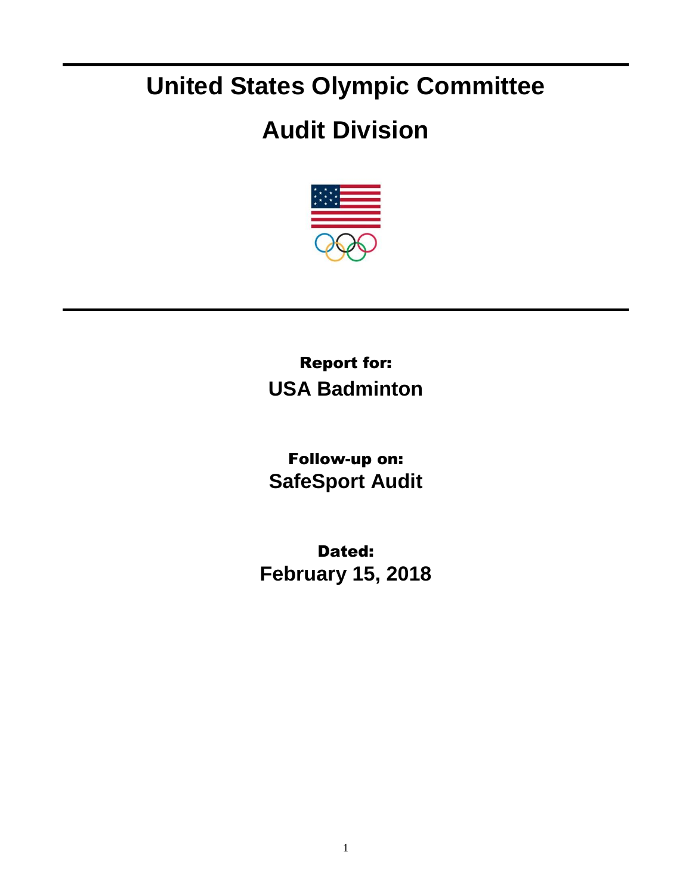# United States Olympic Committee

# Audit Division

**Report for:**
**USA Badminton**

**Follow-up on:**
**SafeSport Audit**

**Dated:**
**February 15, 2018**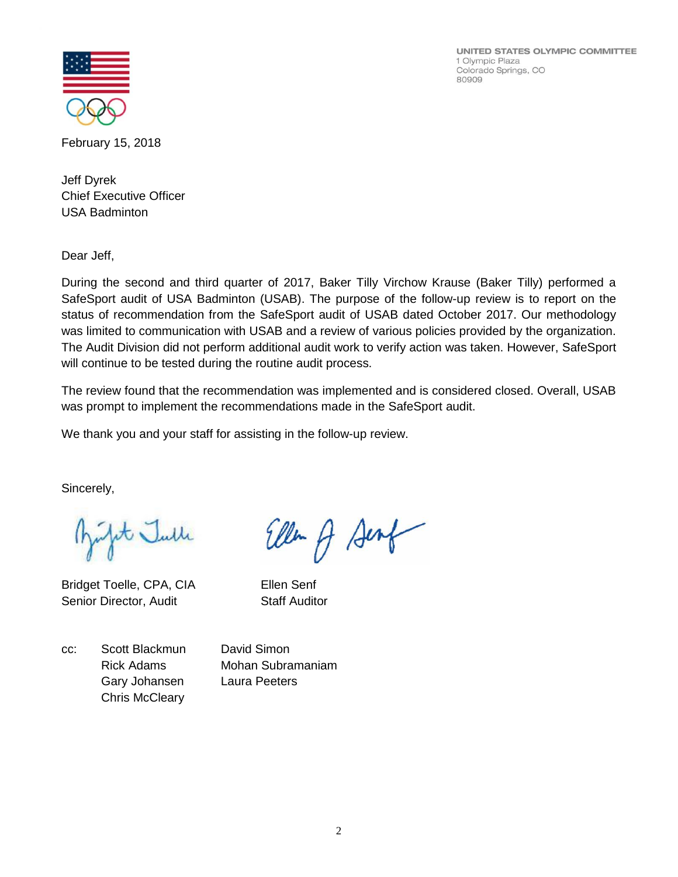UNITED STATES OLYMPIC COMMITTEE
1 Olympic Plaza
Colorado Springs, CO
80909

February 15, 2018

Jeff Dyrek
Chief Executive Officer
USA Badminton

Dear Jeff,

During the second and third quarter of 2017, Baker Tilly Virchow Krause (Baker Tilly) performed a SafeSport audit of USA Badminton (USAB). The purpose of the follow-up review is to report on the status of recommendation from the SafeSport audit of USAB dated October 2017. Our methodology was limited to communication with USAB and a review of various policies provided by the organization. The Audit Division did not perform additional audit work to verify action was taken. However, SafeSport will continue to be tested during the routine audit process.

The review found that the recommendation was implemented and is considered closed. Overall, USAB was prompt to implement the recommendations made in the SafeSport audit.

We thank you and your staff for assisting in the follow-up review.

Sincerely,

Bridget Toelle, CPA, CIA
Senior Director, Audit

Ellen Senf
Staff Auditor

cc: Scott Blackmun
Rick Adams
Gary Johansen
Chris McCleary
David Simon
Mohan Subramaniam
Laura Peeters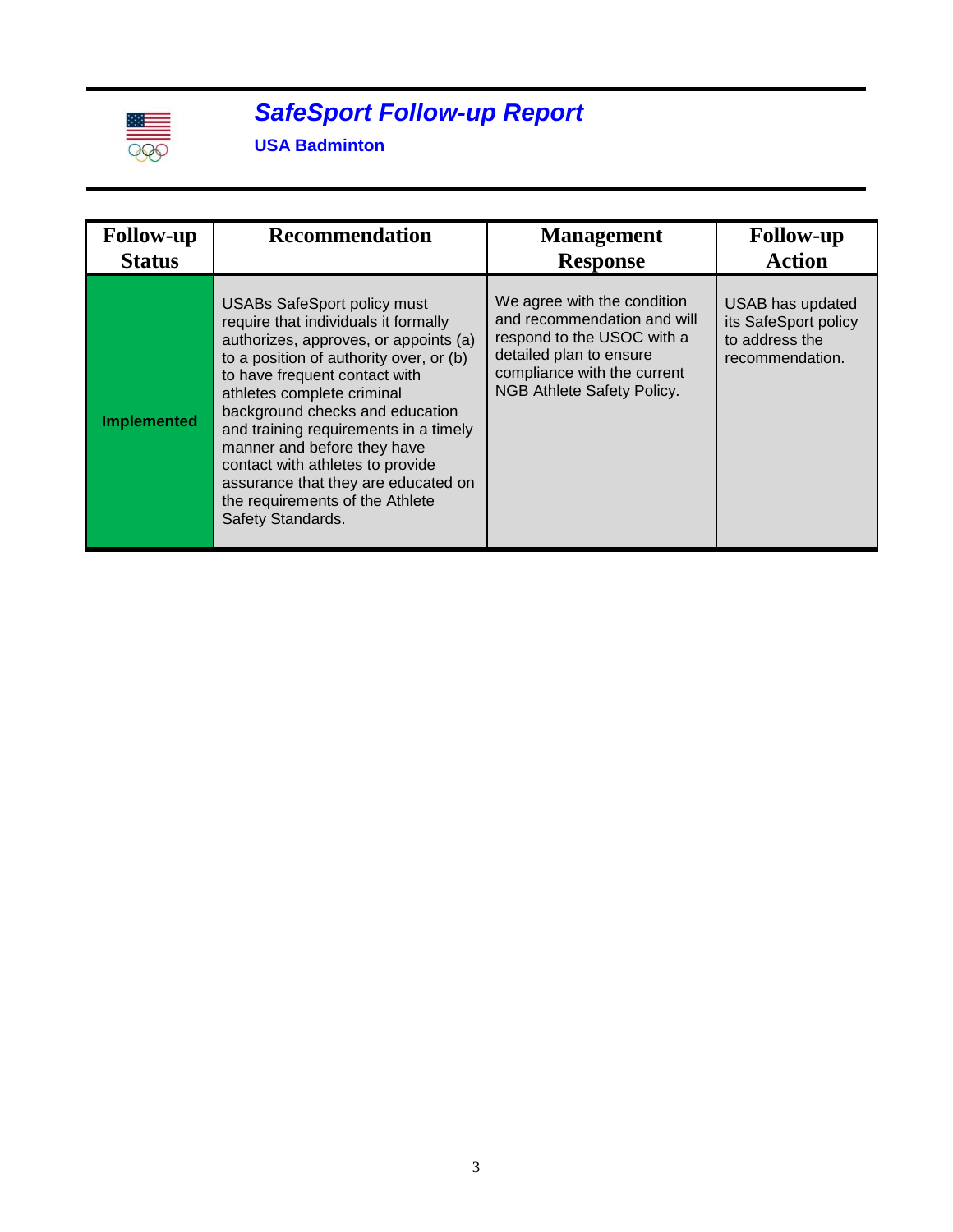# SafeSport Follow-up Report

**USA Badminton**

| Follow-up Status | Recommendation | Management Response | Follow-up Action |
|---|---|---|---|
| **Implemented** | USABs SafeSport policy must require that individuals it formally authorizes, approves, or appoints (a) to a position of authority over, or (b) to have frequent contact with athletes complete criminal background checks and education and training requirements in a timely manner and before they have contact with athletes to provide assurance that they are educated on the requirements of the Athlete Safety Standards. | We agree with the condition and recommendation and will respond to the USOC with a detailed plan to ensure compliance with the current NGB Athlete Safety Policy. | USAB has updated its SafeSport policy to address the recommendation. |